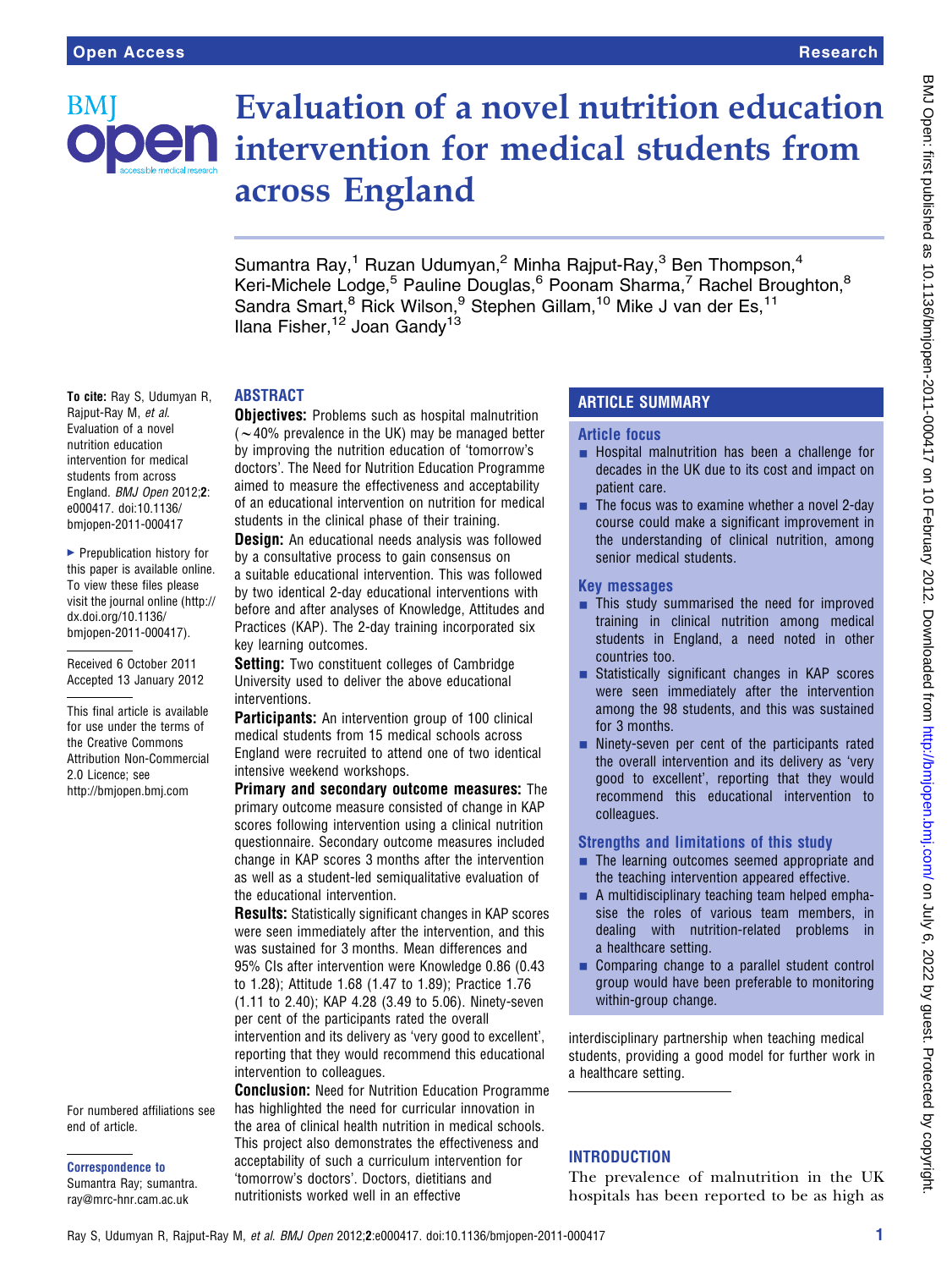# Evaluation of a novel nutrition education intervention for medical students from across England

Sumantra Ray,[1] Ruzan Udumyan,[2] Minha Rajput-Ray,[3] Ben Thompson,[4] Keri-Michele Lodge,[5] Pauline Douglas,[6] Poonam Sharma,[7] Rachel Broughton,[8] Sandra Smart,[8] Rick Wilson,[9] Stephen Gillam,[10] Mike J van der Es,[11] Ilana Fisher,[12] Joan Gandy[13]

To cite: Ray S, Udumyan R, Rajput-Ray M, *et al*. Evaluation of a novel nutrition education intervention for medical students from across England. *BMJ Open* 2012;**2**: e000417. doi:10.1136/bmjopen-2011-000417

▸ Prepublication history for this paper is available online. To view these files please visit the journal online (http://dx.doi.org/10.1136/bmjopen-2011-000417).

Received 6 October 2011
Accepted 13 January 2012

This final article is available for use under the terms of the Creative Commons Attribution Non-Commercial 2.0 Licence; see http://bmjopen.bmj.com

For numbered affiliations see end of article.

**Correspondence to**
Sumantra Ray; sumantra.ray@mrc-hnr.cam.ac.uk

## ABSTRACT

**Objectives:** Problems such as hospital malnutrition (~40% prevalence in the UK) may be managed better by improving the nutrition education of 'tomorrow's doctors'. The Need for Nutrition Education Programme aimed to measure the effectiveness and acceptability of an educational intervention on nutrition for medical students in the clinical phase of their training.

**Design:** An educational needs analysis was followed by a consultative process to gain consensus on a suitable educational intervention. This was followed by two identical 2-day educational interventions with before and after analyses of Knowledge, Attitudes and Practices (KAP). The 2-day training incorporated six key learning outcomes.

**Setting:** Two constituent colleges of Cambridge University used to deliver the above educational interventions.

**Participants:** An intervention group of 100 clinical medical students from 15 medical schools across England were recruited to attend one of two identical intensive weekend workshops.

**Primary and secondary outcome measures:** The primary outcome measure consisted of change in KAP scores following intervention using a clinical nutrition questionnaire. Secondary outcome measures included change in KAP scores 3 months after the intervention as well as a student-led semiqualitative evaluation of the educational intervention.

**Results:** Statistically significant changes in KAP scores were seen immediately after the intervention, and this was sustained for 3 months. Mean differences and 95% CIs after intervention were Knowledge 0.86 (0.43 to 1.28); Attitude 1.68 (1.47 to 1.89); Practice 1.76 (1.11 to 2.40); KAP 4.28 (3.49 to 5.06). Ninety-seven per cent of the participants rated the overall intervention and its delivery as 'very good to excellent', reporting that they would recommend this educational intervention to colleagues.

**Conclusion:** Need for Nutrition Education Programme has highlighted the need for curricular innovation in the area of clinical health nutrition in medical schools. This project also demonstrates the effectiveness and acceptability of such a curriculum intervention for 'tomorrow's doctors'. Doctors, dietitians and nutritionists worked well in an effective interdisciplinary partnership when teaching medical students, providing a good model for further work in a healthcare setting.

## ARTICLE SUMMARY

### Article focus

- Hospital malnutrition has been a challenge for decades in the UK due to its cost and impact on patient care.
- The focus was to examine whether a novel 2-day course could make a significant improvement in the understanding of clinical nutrition, among senior medical students.

### Key messages

- This study summarised the need for improved training in clinical nutrition among medical students in England, a need noted in other countries too.
- Statistically significant changes in KAP scores were seen immediately after the intervention among the 98 students, and this was sustained for 3 months.
- Ninety-seven per cent of the participants rated the overall intervention and its delivery as 'very good to excellent', reporting that they would recommend this educational intervention to colleagues.

### Strengths and limitations of this study

- The learning outcomes seemed appropriate and the teaching intervention appeared effective.
- A multidisciplinary teaching team helped emphasise the roles of various team members, in dealing with nutrition-related problems in a healthcare setting.
- Comparing change to a parallel student control group would have been preferable to monitoring within-group change.

## INTRODUCTION

The prevalence of malnutrition in the UK hospitals has been reported to be as high as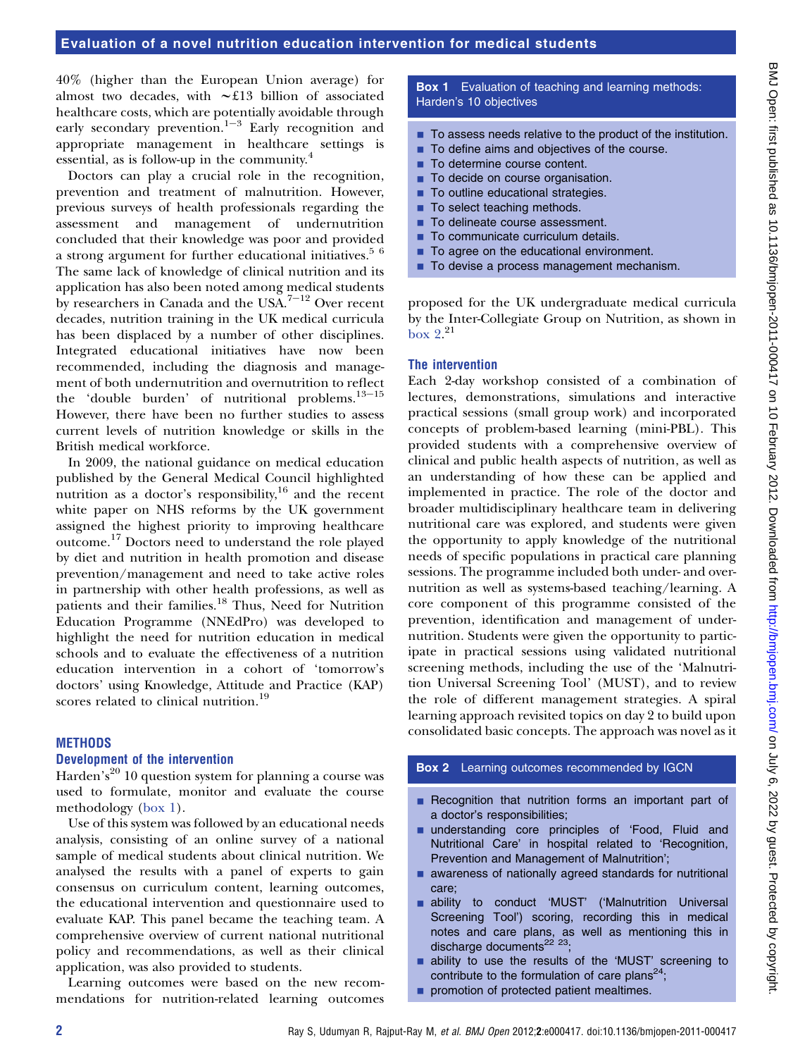40% (higher than the European Union average) for almost two decades, with ~£13 billion of associated healthcare costs, which are potentially avoidable through early secondary prevention.[1-3] Early recognition and appropriate management in healthcare settings is essential, as is follow-up in the community.[4]

Doctors can play a crucial role in the recognition, prevention and treatment of malnutrition. However, previous surveys of health professionals regarding the assessment and management of undernutrition concluded that their knowledge was poor and provided a strong argument for further educational initiatives.[5 6] The same lack of knowledge of clinical nutrition and its application has also been noted among medical students by researchers in Canada and the USA.[7-12] Over recent decades, nutrition training in the UK medical curricula has been displaced by a number of other disciplines. Integrated educational initiatives have now been recommended, including the diagnosis and management of both undernutrition and overnutrition to reflect the 'double burden' of nutritional problems.[13-15] However, there have been no further studies to assess current levels of nutrition knowledge or skills in the British medical workforce.

In 2009, the national guidance on medical education published by the General Medical Council highlighted nutrition as a doctor's responsibility,[16] and the recent white paper on NHS reforms by the UK government assigned the highest priority to improving healthcare outcome.[17] Doctors need to understand the role played by diet and nutrition in health promotion and disease prevention/management and need to take active roles in partnership with other health professions, as well as patients and their families.[18] Thus, Need for Nutrition Education Programme (NNEdPro) was developed to highlight the need for nutrition education in medical schools and to evaluate the effectiveness of a nutrition education intervention in a cohort of 'tomorrow's doctors' using Knowledge, Attitude and Practice (KAP) scores related to clinical nutrition.[19]

## METHODS

### Development of the intervention

Harden's[20] 10 question system for planning a course was used to formulate, monitor and evaluate the course methodology (box 1).

Use of this system was followed by an educational needs analysis, consisting of an online survey of a national sample of medical students about clinical nutrition. We analysed the results with a panel of experts to gain consensus on curriculum content, learning outcomes, the educational intervention and questionnaire used to evaluate KAP. This panel became the teaching team. A comprehensive overview of current national nutritional policy and recommendations, as well as their clinical application, was also provided to students.

Learning outcomes were based on the new recommendations for nutrition-related learning outcomes proposed for the UK undergraduate medical curricula by the Inter-Collegiate Group on Nutrition, as shown in box 2.[21]

**Box 1** Evaluation of teaching and learning methods: Harden's 10 objectives

- To assess needs relative to the product of the institution.
- To define aims and objectives of the course.
- To determine course content.
- To decide on course organisation.
- To outline educational strategies.
- To select teaching methods.
- To delineate course assessment.
- To communicate curriculum details.
- To agree on the educational environment.
- To devise a process management mechanism.

### The intervention

Each 2-day workshop consisted of a combination of lectures, demonstrations, simulations and interactive practical sessions (small group work) and incorporated concepts of problem-based learning (mini-PBL). This provided students with a comprehensive overview of clinical and public health aspects of nutrition, as well as an understanding of how these can be applied and implemented in practice. The role of the doctor and broader multidisciplinary healthcare team in delivering nutritional care was explored, and students were given the opportunity to apply knowledge of the nutritional needs of specific populations in practical care planning sessions. The programme included both under- and overnutrition as well as systems-based teaching/learning. A core component of this programme consisted of the prevention, identification and management of undernutrition. Students were given the opportunity to participate in practical sessions using validated nutritional screening methods, including the use of the 'Malnutrition Universal Screening Tool' (MUST), and to review the role of different management strategies. A spiral learning approach revisited topics on day 2 to build upon consolidated basic concepts. The approach was novel as it

**Box 2** Learning outcomes recommended by IGCN

- Recognition that nutrition forms an important part of a doctor's responsibilities;
- understanding core principles of 'Food, Fluid and Nutritional Care' in hospital related to 'Recognition, Prevention and Management of Malnutrition';
- awareness of nationally agreed standards for nutritional care;
- ability to conduct 'MUST' ('Malnutrition Universal Screening Tool') scoring, recording this in medical notes and care plans, as well as mentioning this in discharge documents[22 23];
- ability to use the results of the 'MUST' screening to contribute to the formulation of care plans[24];
- promotion of protected patient mealtimes.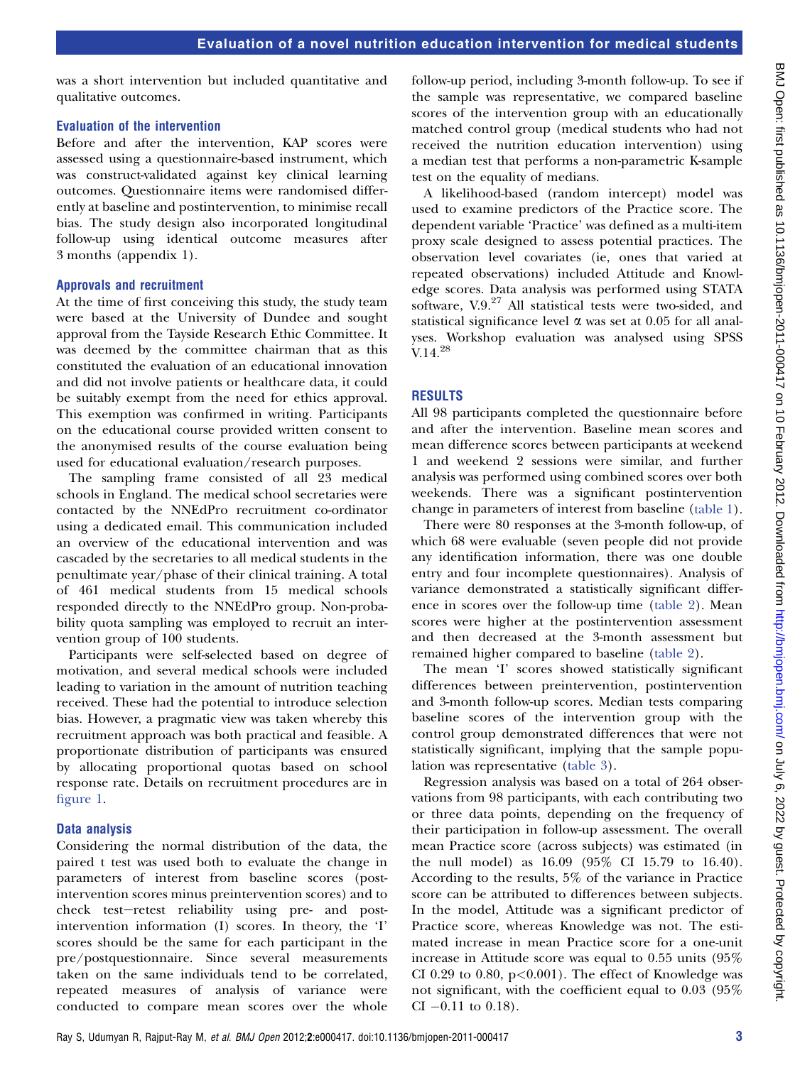was a short intervention but included quantitative and qualitative outcomes.

### Evaluation of the intervention

Before and after the intervention, KAP scores were assessed using a questionnaire-based instrument, which was construct-validated against key clinical learning outcomes. Questionnaire items were randomised differently at baseline and postintervention, to minimise recall bias. The study design also incorporated longitudinal follow-up using identical outcome measures after 3 months (appendix 1).

### Approvals and recruitment

At the time of first conceiving this study, the study team were based at the University of Dundee and sought approval from the Tayside Research Ethic Committee. It was deemed by the committee chairman that as this constituted the evaluation of an educational innovation and did not involve patients or healthcare data, it could be suitably exempt from the need for ethics approval. This exemption was confirmed in writing. Participants on the educational course provided written consent to the anonymised results of the course evaluation being used for educational evaluation/research purposes.

The sampling frame consisted of all 23 medical schools in England. The medical school secretaries were contacted by the NNEdPro recruitment co-ordinator using a dedicated email. This communication included an overview of the educational intervention and was cascaded by the secretaries to all medical students in the penultimate year/phase of their clinical training. A total of 461 medical students from 15 medical schools responded directly to the NNEdPro group. Non-probability quota sampling was employed to recruit an intervention group of 100 students.

Participants were self-selected based on degree of motivation, and several medical schools were included leading to variation in the amount of nutrition teaching received. These had the potential to introduce selection bias. However, a pragmatic view was taken whereby this recruitment approach was both practical and feasible. A proportionate distribution of participants was ensured by allocating proportional quotas based on school response rate. Details on recruitment procedures are in figure 1.

### Data analysis

Considering the normal distribution of the data, the paired t test was used both to evaluate the change in parameters of interest from baseline scores (postintervention scores minus preintervention scores) and to check test–retest reliability using pre- and postintervention information (I) scores. In theory, the 'I' scores should be the same for each participant in the pre/postquestionnaire. Since several measurements taken on the same individuals tend to be correlated, repeated measures of analysis of variance were conducted to compare mean scores over the whole follow-up period, including 3-month follow-up. To see if the sample was representative, we compared baseline scores of the intervention group with an educationally matched control group (medical students who had not received the nutrition education intervention) using a median test that performs a non-parametric K-sample test on the equality of medians.

A likelihood-based (random intercept) model was used to examine predictors of the Practice score. The dependent variable 'Practice' was defined as a multi-item proxy scale designed to assess potential practices. The observation level covariates (ie, ones that varied at repeated observations) included Attitude and Knowledge scores. Data analysis was performed using STATA software, V.9.[27] All statistical tests were two-sided, and statistical significance level $\alpha$ was set at 0.05 for all analyses. Workshop evaluation was analysed using SPSS V.14.[28]

## RESULTS

All 98 participants completed the questionnaire before and after the intervention. Baseline mean scores and mean difference scores between participants at weekend 1 and weekend 2 sessions were similar, and further analysis was performed using combined scores over both weekends. There was a significant postintervention change in parameters of interest from baseline (table 1).

There were 80 responses at the 3-month follow-up, of which 68 were evaluable (seven people did not provide any identification information, there was one double entry and four incomplete questionnaires). Analysis of variance demonstrated a statistically significant difference in scores over the follow-up time (table 2). Mean scores were higher at the postintervention assessment and then decreased at the 3-month assessment but remained higher compared to baseline (table 2).

The mean 'I' scores showed statistically significant differences between preintervention, postintervention and 3-month follow-up scores. Median tests comparing baseline scores of the intervention group with the control group demonstrated differences that were not statistically significant, implying that the sample population was representative (table 3).

Regression analysis was based on a total of 264 observations from 98 participants, with each contributing two or three data points, depending on the frequency of their participation in follow-up assessment. The overall mean Practice score (across subjects) was estimated (in the null model) as 16.09 (95% CI 15.79 to 16.40). According to the results, 5% of the variance in Practice score can be attributed to differences between subjects. In the model, Attitude was a significant predictor of Practice score, whereas Knowledge was not. The estimated increase in mean Practice score for a one-unit increase in Attitude score was equal to 0.55 units (95% CI 0.29 to 0.80, $p<0.001$). The effect of Knowledge was not significant, with the coefficient equal to 0.03 (95% CI −0.11 to 0.18).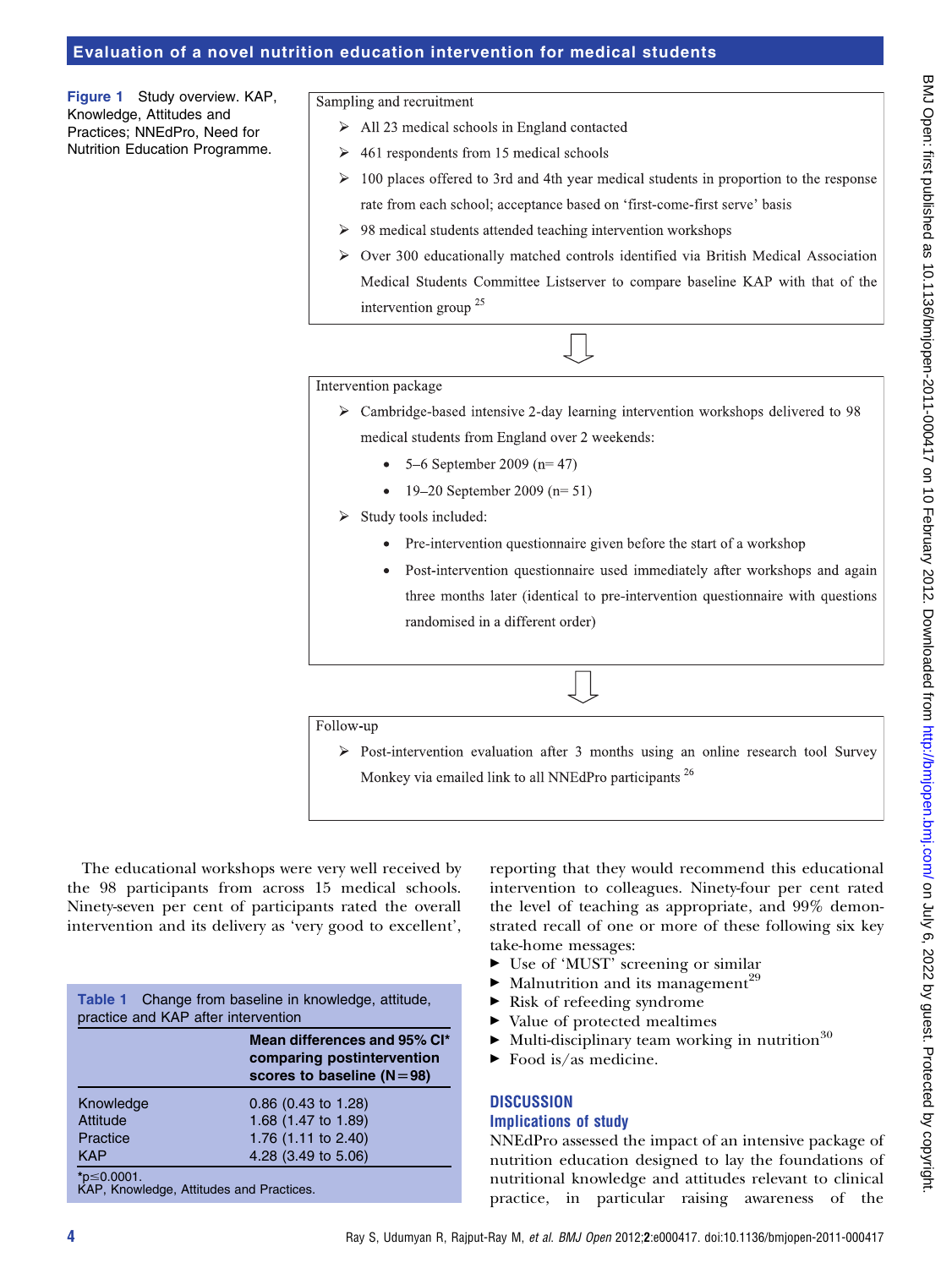**Figure 1** Study overview. KAP, Knowledge, Attitudes and Practices; NNEdPro, Need for Nutrition Education Programme.

Sampling and recruitment

- All 23 medical schools in England contacted
- 461 respondents from 15 medical schools
- 100 places offered to 3rd and 4th year medical students in proportion to the response rate from each school; acceptance based on 'first-come-first serve' basis
- 98 medical students attended teaching intervention workshops
- Over 300 educationally matched controls identified via British Medical Association Medical Students Committee Listserver to compare baseline KAP with that of the intervention group [25]

Intervention package

- Cambridge-based intensive 2-day learning intervention workshops delivered to 98 medical students from England over 2 weekends:
  - 5–6 September 2009 (n= 47)
  - 19–20 September 2009 (n= 51)
- Study tools included:
  - Pre-intervention questionnaire given before the start of a workshop
  - Post-intervention questionnaire used immediately after workshops and again three months later (identical to pre-intervention questionnaire with questions randomised in a different order)

Follow-up

- Post-intervention evaluation after 3 months using an online research tool Survey Monkey via emailed link to all NNEdPro participants [26]

The educational workshops were very well received by the 98 participants from across 15 medical schools. Ninety-seven per cent of participants rated the overall intervention and its delivery as 'very good to excellent', reporting that they would recommend this educational intervention to colleagues. Ninety-four per cent rated the level of teaching as appropriate, and 99% demonstrated recall of one or more of these following six key take-home messages:

- Use of 'MUST' screening or similar
- Malnutrition and its management[29]
- Risk of refeeding syndrome
- Value of protected mealtimes
- Multi-disciplinary team working in nutrition[30]
- Food is/as medicine.

**Table 1** Change from baseline in knowledge, attitude, practice and KAP after intervention

| | Mean differences and 95% CI* comparing postintervention scores to baseline (N=98) |
|---|---|
| Knowledge | 0.86 (0.43 to 1.28) |
| Attitude | 1.68 (1.47 to 1.89) |
| Practice | 1.76 (1.11 to 2.40) |
| KAP | 4.28 (3.49 to 5.06) |

*p≤0.0001.
KAP, Knowledge, Attitudes and Practices.

## DISCUSSION

### Implications of study

NNEdPro assessed the impact of an intensive package of nutrition education designed to lay the foundations of nutritional knowledge and attitudes relevant to clinical practice, in particular raising awareness of the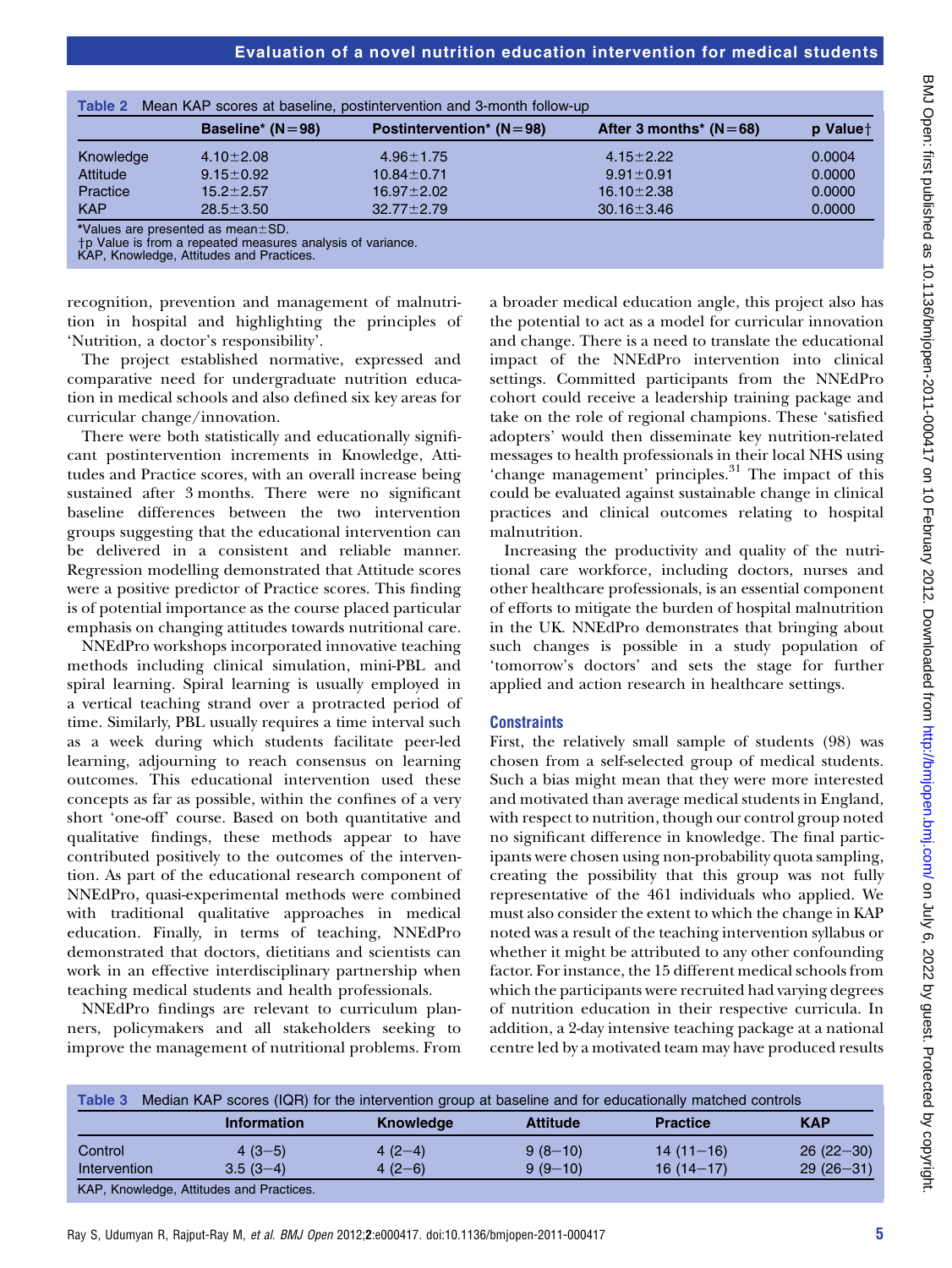**Table 2** Mean KAP scores at baseline, postintervention and 3-month follow-up

| | Baseline* (N=98) | Postintervention* (N=98) | After 3 months* (N=68) | p Value† |
|---|---|---|---|---|
| Knowledge | 4.10±2.08 | 4.96±1.75 | 4.15±2.22 | 0.0004 |
| Attitude | 9.15±0.92 | 10.84±0.71 | 9.91±0.91 | 0.0000 |
| Practice | 15.2±2.57 | 16.97±2.02 | 16.10±2.38 | 0.0000 |
| KAP | 28.5±3.50 | 32.77±2.79 | 30.16±3.46 | 0.0000 |

*Values are presented as mean±SD.
†p Value is from a repeated measures analysis of variance.
KAP, Knowledge, Attitudes and Practices.

recognition, prevention and management of malnutrition in hospital and highlighting the principles of 'Nutrition, a doctor's responsibility'.

The project established normative, expressed and comparative need for undergraduate nutrition education in medical schools and also defined six key areas for curricular change/innovation.

There were both statistically and educationally significant postintervention increments in Knowledge, Attitudes and Practice scores, with an overall increase being sustained after 3 months. There were no significant baseline differences between the two intervention groups suggesting that the educational intervention can be delivered in a consistent and reliable manner. Regression modelling demonstrated that Attitude scores were a positive predictor of Practice scores. This finding is of potential importance as the course placed particular emphasis on changing attitudes towards nutritional care.

NNEdPro workshops incorporated innovative teaching methods including clinical simulation, mini-PBL and spiral learning. Spiral learning is usually employed in a vertical teaching strand over a protracted period of time. Similarly, PBL usually requires a time interval such as a week during which students facilitate peer-led learning, adjourning to reach consensus on learning outcomes. This educational intervention used these concepts as far as possible, within the confines of a very short 'one-off' course. Based on both quantitative and qualitative findings, these methods appear to have contributed positively to the outcomes of the intervention. As part of the educational research component of NNEdPro, quasi-experimental methods were combined with traditional qualitative approaches in medical education. Finally, in terms of teaching, NNEdPro demonstrated that doctors, dietitians and scientists can work in an effective interdisciplinary partnership when teaching medical students and health professionals.

NNEdPro findings are relevant to curriculum planners, policymakers and all stakeholders seeking to improve the management of nutritional problems. From a broader medical education angle, this project also has the potential to act as a model for curricular innovation and change. There is a need to translate the educational impact of the NNEdPro intervention into clinical settings. Committed participants from the NNEdPro cohort could receive a leadership training package and take on the role of regional champions. These 'satisfied adopters' would then disseminate key nutrition-related messages to health professionals in their local NHS using 'change management' principles.[31] The impact of this could be evaluated against sustainable change in clinical practices and clinical outcomes relating to hospital malnutrition.

Increasing the productivity and quality of the nutritional care workforce, including doctors, nurses and other healthcare professionals, is an essential component of efforts to mitigate the burden of hospital malnutrition in the UK. NNEdPro demonstrates that bringing about such changes is possible in a study population of 'tomorrow's doctors' and sets the stage for further applied and action research in healthcare settings.

## Constraints

First, the relatively small sample of students (98) was chosen from a self-selected group of medical students. Such a bias might mean that they were more interested and motivated than average medical students in England, with respect to nutrition, though our control group noted no significant difference in knowledge. The final participants were chosen using non-probability quota sampling, creating the possibility that this group was not fully representative of the 461 individuals who applied. We must also consider the extent to which the change in KAP noted was a result of the teaching intervention syllabus or whether it might be attributed to any other confounding factor. For instance, the 15 different medical schools from which the participants were recruited had varying degrees of nutrition education in their respective curricula. In addition, a 2-day intensive teaching package at a national centre led by a motivated team may have produced results

**Table 3** Median KAP scores (IQR) for the intervention group at baseline and for educationally matched controls

| | Information | Knowledge | Attitude | Practice | KAP |
|---|---|---|---|---|---|
| Control | 4 (3−5) | 4 (2−4) | 9 (8−10) | 14 (11−16) | 26 (22−30) |
| Intervention | 3.5 (3−4) | 4 (2−6) | 9 (9−10) | 16 (14−17) | 29 (26−31) |

KAP, Knowledge, Attitudes and Practices.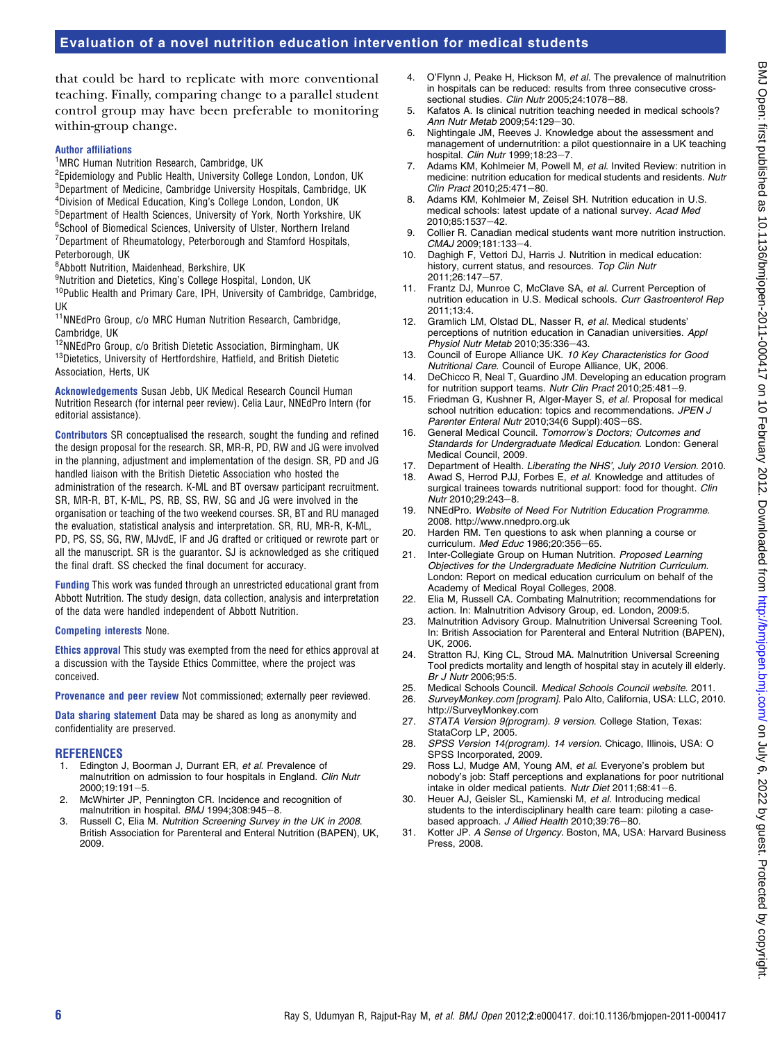that could be hard to replicate with more conventional teaching. Finally, comparing change to a parallel student control group may have been preferable to monitoring within-group change.

**Author affiliations**

[1]MRC Human Nutrition Research, Cambridge, UK
[2]Epidemiology and Public Health, University College London, London, UK
[3]Department of Medicine, Cambridge University Hospitals, Cambridge, UK
[4]Division of Medical Education, King's College London, London, UK
[5]Department of Health Sciences, University of York, North Yorkshire, UK
[6]School of Biomedical Sciences, University of Ulster, Northern Ireland
[7]Department of Rheumatology, Peterborough and Stamford Hospitals, Peterborough, UK
[8]Abbott Nutrition, Maidenhead, Berkshire, UK
[9]Nutrition and Dietetics, King's College Hospital, London, UK
[10]Public Health and Primary Care, IPH, University of Cambridge, Cambridge, UK
[11]NNEdPro Group, c/o MRC Human Nutrition Research, Cambridge, Cambridge, UK
[12]NNEdPro Group, c/o British Dietetic Association, Birmingham, UK
[13]Dietetics, University of Hertfordshire, Hatfield, and British Dietetic Association, Herts, UK

**Acknowledgements** Susan Jebb, UK Medical Research Council Human Nutrition Research (for internal peer review). Celia Laur, NNEdPro Intern (for editorial assistance).

**Contributors** SR conceptualised the research, sought the funding and refined the design proposal for the research. SR, MR-R, PD, RW and JG were involved in the planning, adjustment and implementation of the design. SR, PD and JG handled liaison with the British Dietetic Association who hosted the administration of the research. K-ML and BT oversaw participant recruitment. SR, MR-R, BT, K-ML, PS, RB, SS, RW, SG and JG were involved in the organisation or teaching of the two weekend courses. SR, BT and RU managed the evaluation, statistical analysis and interpretation. SR, RU, MR-R, K-ML, PD, PS, SS, SG, RW, MJvdE, IF and JG drafted or critiqued or rewrote part or all the manuscript. SR is the guarantor. SJ is acknowledged as she critiqued the final draft. SS checked the final document for accuracy.

**Funding** This work was funded through an unrestricted educational grant from Abbott Nutrition. The study design, data collection, analysis and interpretation of the data were handled independent of Abbott Nutrition.

**Competing interests** None.

**Ethics approval** This study was exempted from the need for ethics approval at a discussion with the Tayside Ethics Committee, where the project was conceived.

**Provenance and peer review** Not commissioned; externally peer reviewed.

**Data sharing statement** Data may be shared as long as anonymity and confidentiality are preserved.

## REFERENCES

1. Edington J, Boorman J, Durrant ER, *et al*. Prevalence of malnutrition on admission to four hospitals in England. *Clin Nutr* 2000;19:191–5.
2. McWhirter JP, Pennington CR. Incidence and recognition of malnutrition in hospital. *BMJ* 1994;308:945–8.
3. Russell C, Elia M. *Nutrition Screening Survey in the UK in 2008*. British Association for Parenteral and Enteral Nutrition (BAPEN), UK, 2009.
4. O'Flynn J, Peake H, Hickson M, *et al*. The prevalence of malnutrition in hospitals can be reduced: results from three consecutive cross-sectional studies. *Clin Nutr* 2005;24:1078–88.
5. Kafatos A. Is clinical nutrition teaching needed in medical schools? *Ann Nutr Metab* 2009;54:129–30.
6. Nightingale JM, Reeves J. Knowledge about the assessment and management of undernutrition: a pilot questionnaire in a UK teaching hospital. *Clin Nutr* 1999;18:23–7.
7. Adams KM, Kohlmeier M, Powell M, *et al*. Invited Review: nutrition in medicine: nutrition education for medical students and residents. *Nutr Clin Pract* 2010;25:471–80.
8. Adams KM, Kohlmeier M, Zeisel SH. Nutrition education in U.S. medical schools: latest update of a national survey. *Acad Med* 2010;85:1537–42.
9. Collier R. Canadian medical students want more nutrition instruction. *CMAJ* 2009;181:133–4.
10. Daghigh F, Vettori DJ, Harris J. Nutrition in medical education: history, current status, and resources. *Top Clin Nutr* 2011;26:147–57.
11. Frantz DJ, Munroe C, McClave SA, *et al*. Current Perception of nutrition education in U.S. Medical schools. *Curr Gastroenterol Rep* 2011;13:4.
12. Gramlich LM, Olstad DL, Nasser R, *et al*. Medical students' perceptions of nutrition education in Canadian universities. *Appl Physiol Nutr Metab* 2010;35:336–43.
13. Council of Europe Alliance UK. *10 Key Characteristics for Good Nutritional Care*. Council of Europe Alliance, UK, 2006.
14. DeChicco R, Neal T, Guardino JM. Developing an education program for nutrition support teams. *Nutr Clin Pract* 2010;25:481–9.
15. Friedman G, Kushner R, Alger-Mayer S, *et al*. Proposal for medical school nutrition education: topics and recommendations. *JPEN J Parenter Enteral Nutr* 2010;34(6 Suppl):40S–6S.
16. General Medical Council. *Tomorrow's Doctors; Outcomes and Standards for Undergraduate Medical Education*. London: General Medical Council, 2009.
17. Department of Health. *Liberating the NHS', July 2010 Version*. 2010.
18. Awad S, Herrod PJJ, Forbes E, *et al*. Knowledge and attitudes of surgical trainees towards nutritional support: food for thought. *Clin Nutr* 2010;29:243–8.
19. NNEdPro. *Website of Need For Nutrition Education Programme*. 2008. http://www.nnedpro.org.uk
20. Harden RM. Ten questions to ask when planning a course or curriculum. *Med Educ* 1986;20:356–65.
21. Inter-Collegiate Group on Human Nutrition. *Proposed Learning Objectives for the Undergraduate Medicine Nutrition Curriculum*. London: Report on medical education curriculum on behalf of the Academy of Medical Royal Colleges, 2008.
22. Elia M, Russell CA. Combating Malnutrition; recommendations for action. In: Malnutrition Advisory Group, ed. London, 2009:5.
23. Malnutrition Advisory Group. Malnutrition Universal Screening Tool. In: British Association for Parenteral and Enteral Nutrition (BAPEN), UK, 2006.
24. Stratton RJ, King CL, Stroud MA. Malnutrition Universal Screening Tool predicts mortality and length of hospital stay in acutely ill elderly. *Br J Nutr* 2006;95:5.
25. Medical Schools Council. *Medical Schools Council website*. 2011.
26. *SurveyMonkey.com [program]*. Palo Alto, California, USA: LLC, 2010. http://SurveyMonkey.com
27. *STATA Version 9(program). 9 version*. College Station, Texas: StataCorp LP, 2005.
28. *SPSS Version 14(program). 14 version*. Chicago, Illinois, USA: O SPSS Incorporated, 2009.
29. Ross LJ, Mudge AM, Young AM, *et al*. Everyone's problem but nobody's job: Staff perceptions and explanations for poor nutritional intake in older medical patients. *Nutr Diet* 2011;68:41–6.
30. Heuer AJ, Geisler SL, Kamienski M, *et al*. Introducing medical students to the interdisciplinary health care team: piloting a case-based approach. *J Allied Health* 2010;39:76–80.
31. Kotter JP. *A Sense of Urgency*. Boston, MA, USA: Harvard Business Press, 2008.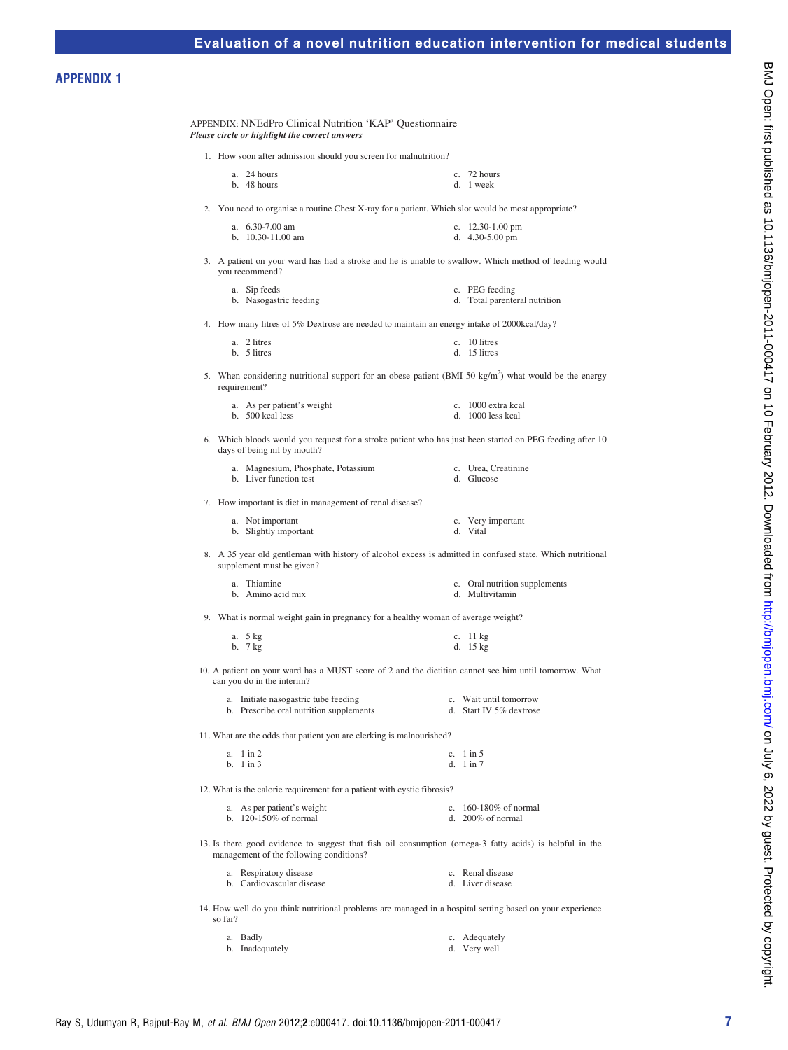## APPENDIX 1

APPENDIX: NNEdPro Clinical Nutrition 'KAP' Questionnaire

***Please circle or highlight the correct answers***

1. How soon after admission should you screen for malnutrition?

   a. 24 hours
   b. 48 hours
   c. 72 hours
   d. 1 week

2. You need to organise a routine Chest X-ray for a patient. Which slot would be most appropriate?

   a. 6.30-7.00 am
   b. 10.30-11.00 am
   c. 12.30-1.00 pm
   d. 4.30-5.00 pm

3. A patient on your ward has had a stroke and he is unable to swallow. Which method of feeding would you recommend?

   a. Sip feeds
   b. Nasogastric feeding
   c. PEG feeding
   d. Total parenteral nutrition

4. How many litres of 5% Dextrose are needed to maintain an energy intake of 2000kcal/day?

   a. 2 litres
   b. 5 litres
   c. 10 litres
   d. 15 litres

5. When considering nutritional support for an obese patient (BMI 50 kg/m$^2$) what would be the energy requirement?

   a. As per patient's weight
   b. 500 kcal less
   c. 1000 extra kcal
   d. 1000 less kcal

6. Which bloods would you request for a stroke patient who has just been started on PEG feeding after 10 days of being nil by mouth?

   a. Magnesium, Phosphate, Potassium
   b. Liver function test
   c. Urea, Creatinine
   d. Glucose

7. How important is diet in management of renal disease?

   a. Not important
   b. Slightly important
   c. Very important
   d. Vital

8. A 35 year old gentleman with history of alcohol excess is admitted in confused state. Which nutritional supplement must be given?

   a. Thiamine
   b. Amino acid mix
   c. Oral nutrition supplements
   d. Multivitamin

9. What is normal weight gain in pregnancy for a healthy woman of average weight?

   a. 5 kg
   b. 7 kg
   c. 11 kg
   d. 15 kg

10. A patient on your ward has a MUST score of 2 and the dietitian cannot see him until tomorrow. What can you do in the interim?

    a. Initiate nasogastric tube feeding
    b. Prescribe oral nutrition supplements
    c. Wait until tomorrow
    d. Start IV 5% dextrose

11. What are the odds that patient you are clerking is malnourished?

    a. 1 in 2
    b. 1 in 3
    c. 1 in 5
    d. 1 in 7

12. What is the calorie requirement for a patient with cystic fibrosis?

    a. As per patient's weight
    b. 120-150% of normal
    c. 160-180% of normal
    d. 200% of normal

13. Is there good evidence to suggest that fish oil consumption (omega-3 fatty acids) is helpful in the management of the following conditions?

    a. Respiratory disease
    b. Cardiovascular disease
    c. Renal disease
    d. Liver disease

14. How well do you think nutritional problems are managed in a hospital setting based on your experience so far?

    a. Badly
    b. Inadequately
    c. Adequately
    d. Very well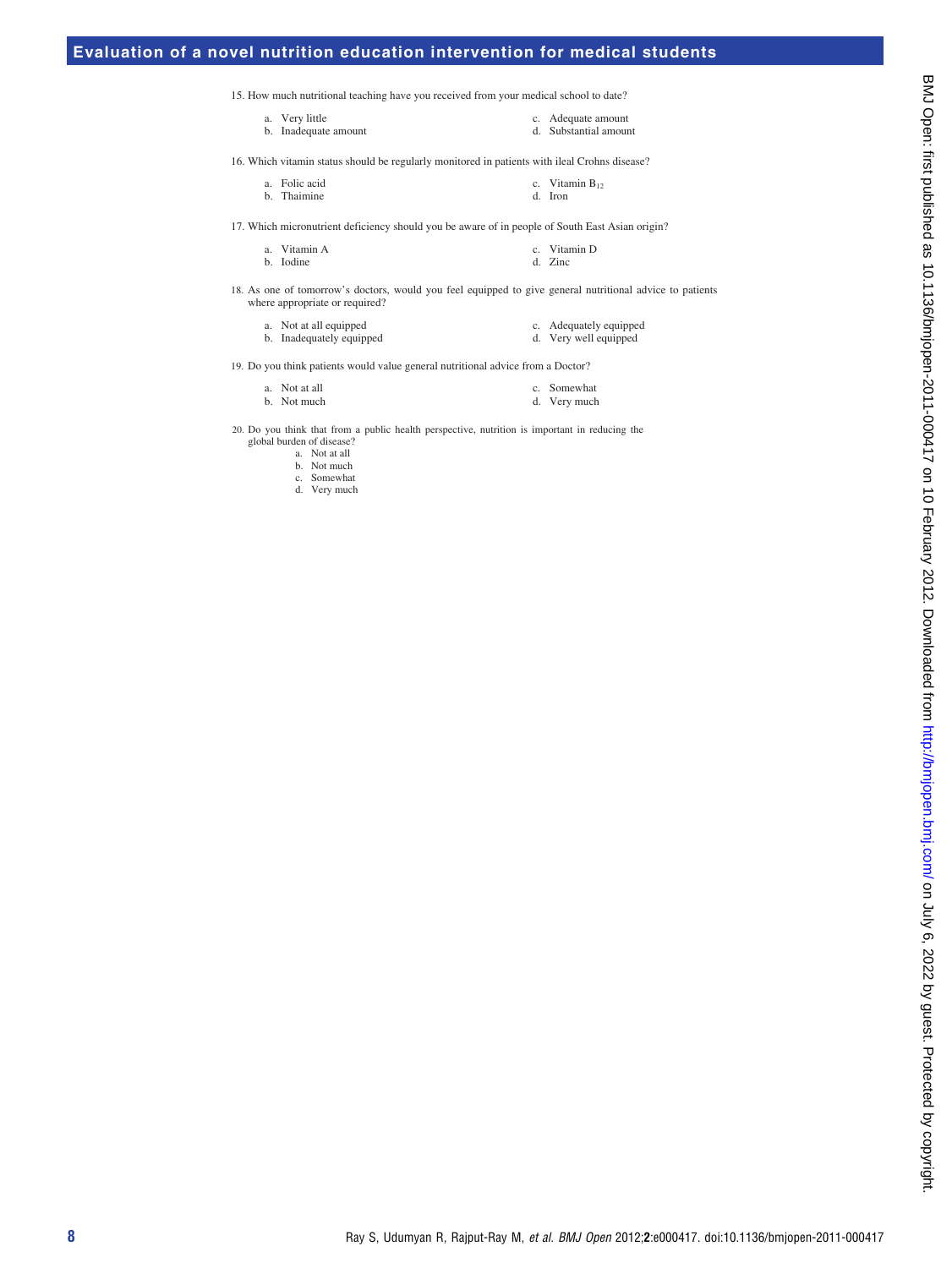15. How much nutritional teaching have you received from your medical school to date?

    a. Very little
    b. Inadequate amount
    c. Adequate amount
    d. Substantial amount

16. Which vitamin status should be regularly monitored in patients with ileal Crohns disease?

    a. Folic acid
    b. Thaimine
    c. Vitamin $B_{12}$
    d. Iron

17. Which micronutrient deficiency should you be aware of in people of South East Asian origin?

    a. Vitamin A
    b. Iodine
    c. Vitamin D
    d. Zinc

18. As one of tomorrow's doctors, would you feel equipped to give general nutritional advice to patients where appropriate or required?

    a. Not at all equipped
    b. Inadequately equipped
    c. Adequately equipped
    d. Very well equipped

19. Do you think patients would value general nutritional advice from a Doctor?

    a. Not at all
    b. Not much
    c. Somewhat
    d. Very much

20. Do you think that from a public health perspective, nutrition is important in reducing the global burden of disease?

    a. Not at all
    b. Not much
    c. Somewhat
    d. Very much